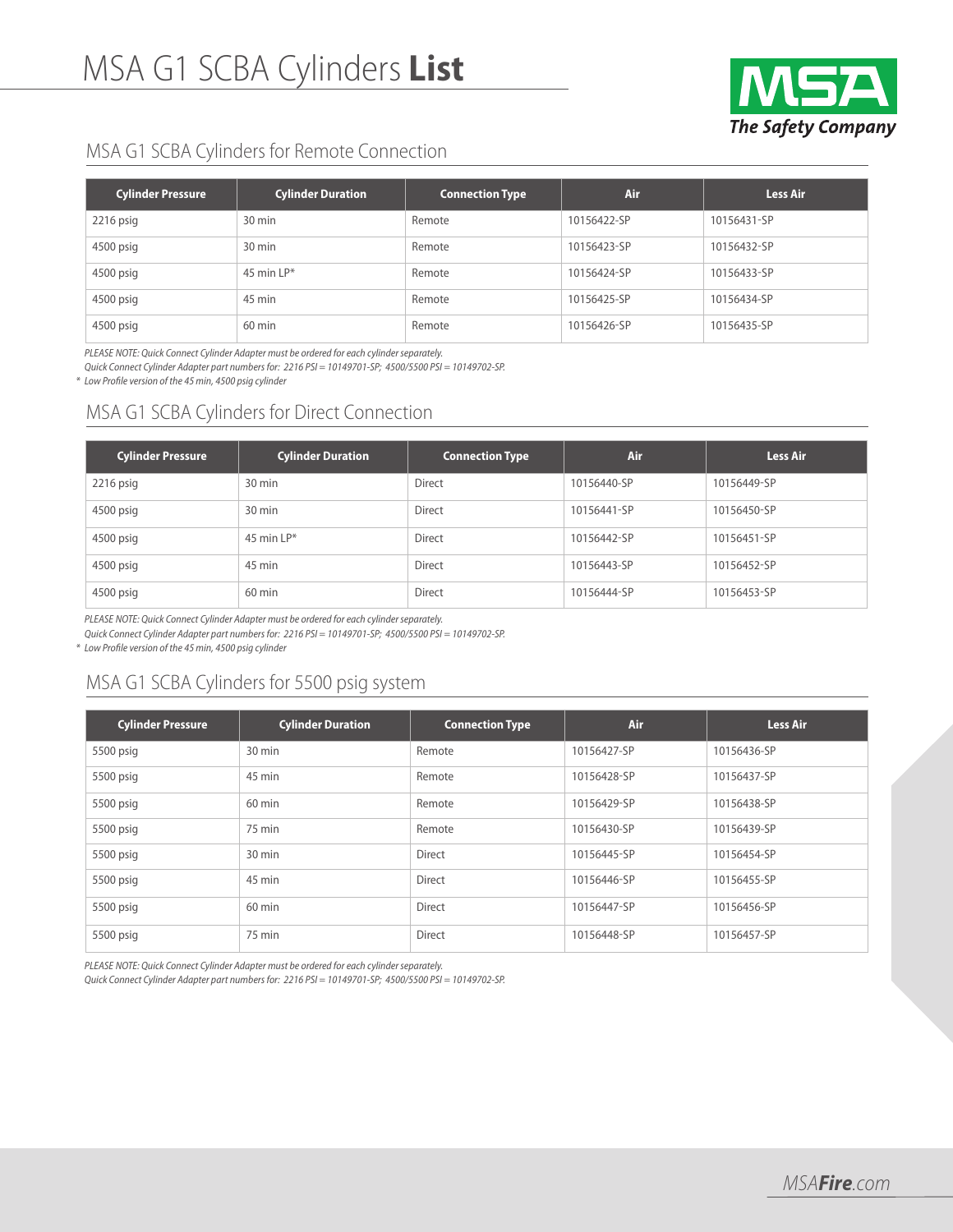# MSA G1 SCBA Cylinders **List**

MSA
*The Safety Company*

## MSA G1 SCBA Cylinders for Remote Connection

| Cylinder Pressure | Cylinder Duration | Connection Type | Air | Less Air |
|---|---|---|---|---|
| 2216 psig | 30 min | Remote | 10156422-SP | 10156431-SP |
| 4500 psig | 30 min | Remote | 10156423-SP | 10156432-SP |
| 4500 psig | 45 min LP* | Remote | 10156424-SP | 10156433-SP |
| 4500 psig | 45 min | Remote | 10156425-SP | 10156434-SP |
| 4500 psig | 60 min | Remote | 10156426-SP | 10156435-SP |

*PLEASE NOTE: Quick Connect Cylinder Adapter must be ordered for each cylinder separately.*
*Quick Connect Cylinder Adapter part numbers for: 2216 PSI = 10149701-SP; 4500/5500 PSI = 10149702-SP.*
\* *Low Profile version of the 45 min, 4500 psig cylinder*

## MSA G1 SCBA Cylinders for Direct Connection

| Cylinder Pressure | Cylinder Duration | Connection Type | Air | Less Air |
|---|---|---|---|---|
| 2216 psig | 30 min | Direct | 10156440-SP | 10156449-SP |
| 4500 psig | 30 min | Direct | 10156441-SP | 10156450-SP |
| 4500 psig | 45 min LP* | Direct | 10156442-SP | 10156451-SP |
| 4500 psig | 45 min | Direct | 10156443-SP | 10156452-SP |
| 4500 psig | 60 min | Direct | 10156444-SP | 10156453-SP |

*PLEASE NOTE: Quick Connect Cylinder Adapter must be ordered for each cylinder separately.*
*Quick Connect Cylinder Adapter part numbers for: 2216 PSI = 10149701-SP; 4500/5500 PSI = 10149702-SP.*
\* *Low Profile version of the 45 min, 4500 psig cylinder*

## MSA G1 SCBA Cylinders for 5500 psig system

| Cylinder Pressure | Cylinder Duration | Connection Type | Air | Less Air |
|---|---|---|---|---|
| 5500 psig | 30 min | Remote | 10156427-SP | 10156436-SP |
| 5500 psig | 45 min | Remote | 10156428-SP | 10156437-SP |
| 5500 psig | 60 min | Remote | 10156429-SP | 10156438-SP |
| 5500 psig | 75 min | Remote | 10156430-SP | 10156439-SP |
| 5500 psig | 30 min | Direct | 10156445-SP | 10156454-SP |
| 5500 psig | 45 min | Direct | 10156446-SP | 10156455-SP |
| 5500 psig | 60 min | Direct | 10156447-SP | 10156456-SP |
| 5500 psig | 75 min | Direct | 10156448-SP | 10156457-SP |

*PLEASE NOTE: Quick Connect Cylinder Adapter must be ordered for each cylinder separately.*
*Quick Connect Cylinder Adapter part numbers for: 2216 PSI = 10149701-SP; 4500/5500 PSI = 10149702-SP.*

MSA**Fire**.com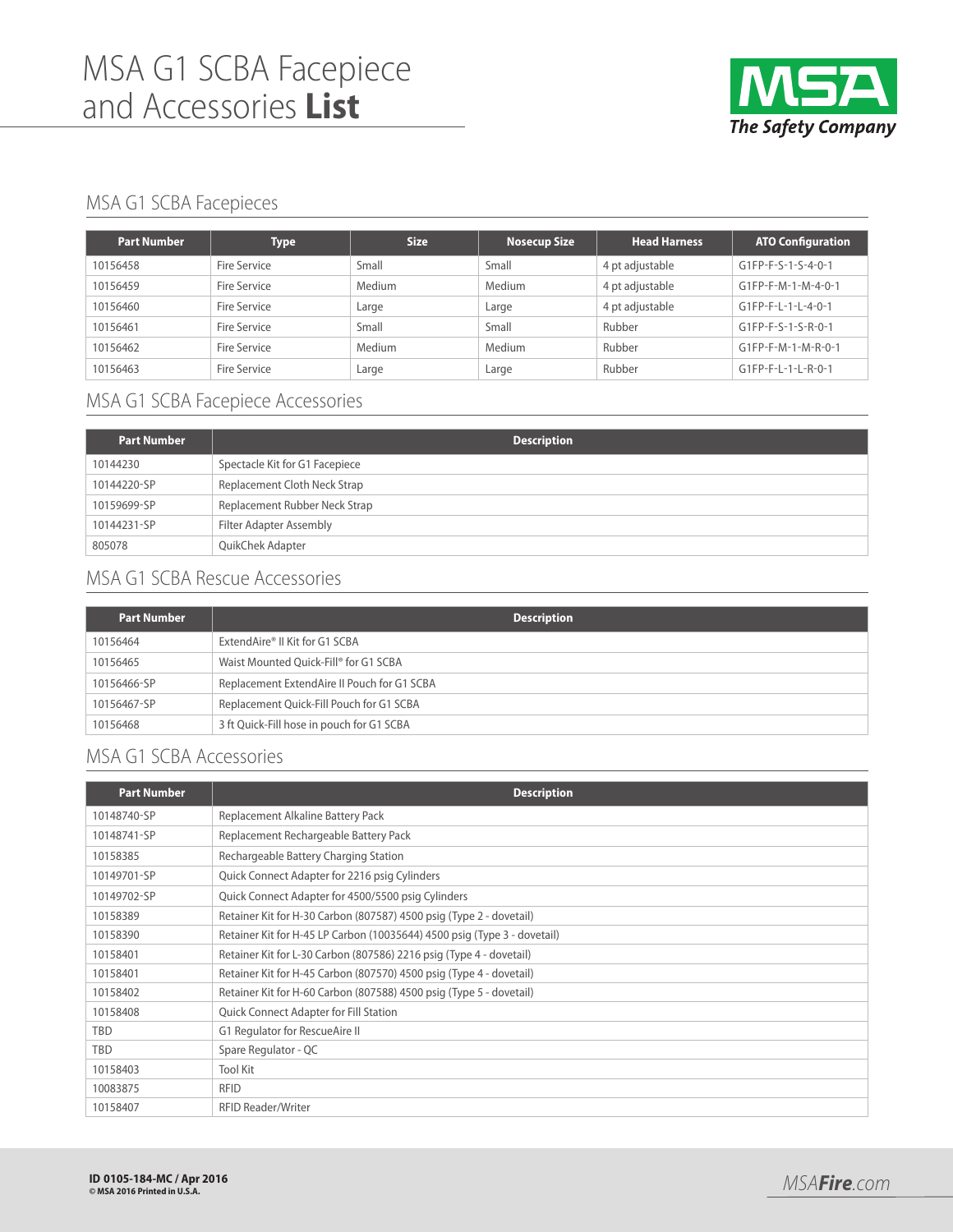# MSA G1 SCBA Facepiece and Accessories **List**

MSA The Safety Company

## MSA G1 SCBA Facepieces

| Part Number | Type | Size | Nosecup Size | Head Harness | ATO Configuration |
|---|---|---|---|---|---|
| 10156458 | Fire Service | Small | Small | 4 pt adjustable | G1FP-F-S-1-S-4-0-1 |
| 10156459 | Fire Service | Medium | Medium | 4 pt adjustable | G1FP-F-M-1-M-4-0-1 |
| 10156460 | Fire Service | Large | Large | 4 pt adjustable | G1FP-F-L-1-L-4-0-1 |
| 10156461 | Fire Service | Small | Small | Rubber | G1FP-F-S-1-S-R-0-1 |
| 10156462 | Fire Service | Medium | Medium | Rubber | G1FP-F-M-1-M-R-0-1 |
| 10156463 | Fire Service | Large | Large | Rubber | G1FP-F-L-1-L-R-0-1 |

## MSA G1 SCBA Facepiece Accessories

| Part Number | Description |
|---|---|
| 10144230 | Spectacle Kit for G1 Facepiece |
| 10144220-SP | Replacement Cloth Neck Strap |
| 10159699-SP | Replacement Rubber Neck Strap |
| 10144231-SP | Filter Adapter Assembly |
| 805078 | QuikChek Adapter |

## MSA G1 SCBA Rescue Accessories

| Part Number | Description |
|---|---|
| 10156464 | ExtendAire® II Kit for G1 SCBA |
| 10156465 | Waist Mounted Quick-Fill® for G1 SCBA |
| 10156466-SP | Replacement ExtendAire II Pouch for G1 SCBA |
| 10156467-SP | Replacement Quick-Fill Pouch for G1 SCBA |
| 10156468 | 3 ft Quick-Fill hose in pouch for G1 SCBA |

## MSA G1 SCBA Accessories

| Part Number | Description |
|---|---|
| 10148740-SP | Replacement Alkaline Battery Pack |
| 10148741-SP | Replacement Rechargeable Battery Pack |
| 10158385 | Rechargeable Battery Charging Station |
| 10149701-SP | Quick Connect Adapter for 2216 psig Cylinders |
| 10149702-SP | Quick Connect Adapter for 4500/5500 psig Cylinders |
| 10158389 | Retainer Kit for H-30 Carbon (807587) 4500 psig (Type 2 - dovetail) |
| 10158390 | Retainer Kit for H-45 LP Carbon (10035644) 4500 psig (Type 3 - dovetail) |
| 10158401 | Retainer Kit for L-30 Carbon (807586) 2216 psig (Type 4 - dovetail) |
| 10158401 | Retainer Kit for H-45 Carbon (807570) 4500 psig (Type 4 - dovetail) |
| 10158402 | Retainer Kit for H-60 Carbon (807588) 4500 psig (Type 5 - dovetail) |
| 10158408 | Quick Connect Adapter for Fill Station |
| TBD | G1 Regulator for RescueAire II |
| TBD | Spare Regulator - QC |
| 10158403 | Tool Kit |
| 10083875 | RFID |
| 10158407 | RFID Reader/Writer |

**ID 0105-184-MC / Apr 2016**
**© MSA 2016 Printed in U.S.A.**

MSA*Fire*.com